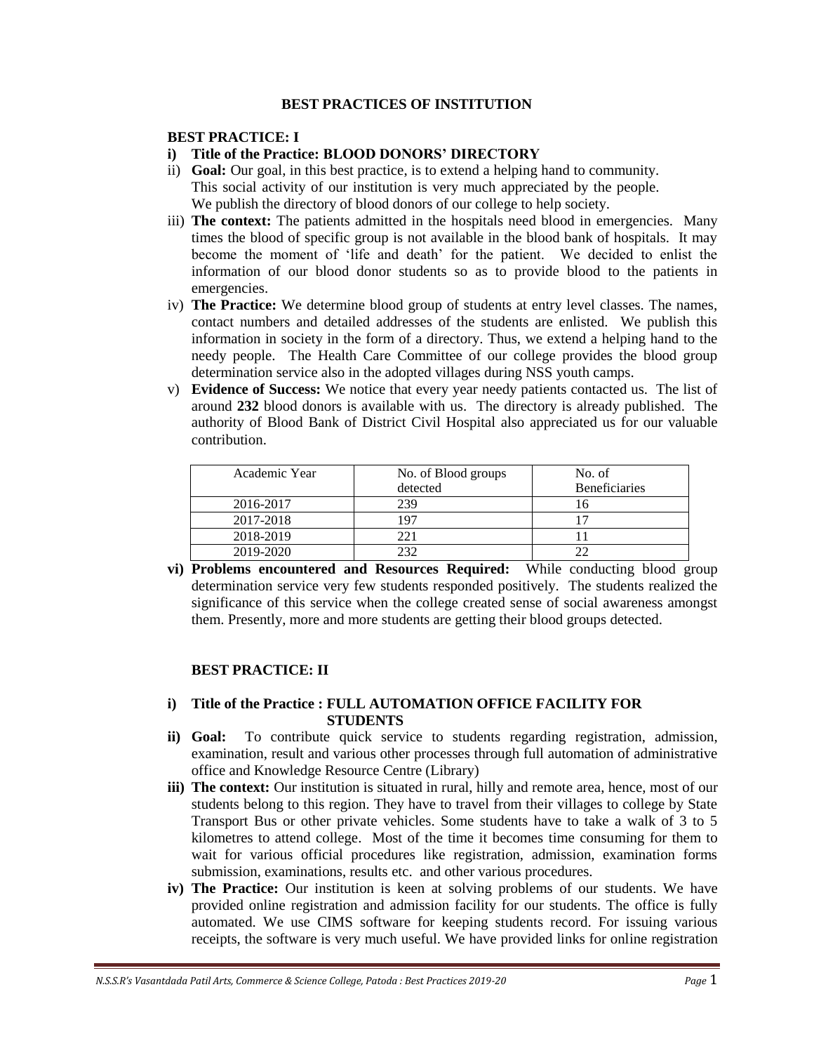## BEST PRACTICES OF INSTITUTION

### BEST PRACTICE: I

i) **Title of the Practice: BLOOD DONORS' DIRECTORY**

ii) **Goal:** Our goal, in this best practice, is to extend a helping hand to community. This social activity of our institution is very much appreciated by the people. We publish the directory of blood donors of our college to help society.

iii) **The context:** The patients admitted in the hospitals need blood in emergencies. Many times the blood of specific group is not available in the blood bank of hospitals. It may become the moment of 'life and death' for the patient. We decided to enlist the information of our blood donor students so as to provide blood to the patients in emergencies.

iv) **The Practice:** We determine blood group of students at entry level classes. The names, contact numbers and detailed addresses of the students are enlisted. We publish this information in society in the form of a directory. Thus, we extend a helping hand to the needy people. The Health Care Committee of our college provides the blood group determination service also in the adopted villages during NSS youth camps.

v) **Evidence of Success:** We notice that every year needy patients contacted us. The list of around **232** blood donors is available with us. The directory is already published. The authority of Blood Bank of District Civil Hospital also appreciated us for our valuable contribution.

| Academic Year | No. of Blood groups detected | No. of Beneficiaries |
|---|---|---|
| 2016-2017 | 239 | 16 |
| 2017-2018 | 197 | 17 |
| 2018-2019 | 221 | 11 |
| 2019-2020 | 232 | 22 |

vi) **Problems encountered and Resources Required:** While conducting blood group determination service very few students responded positively. The students realized the significance of this service when the college created sense of social awareness amongst them. Presently, more and more students are getting their blood groups detected.

### BEST PRACTICE: II

i) **Title of the Practice : FULL AUTOMATION OFFICE FACILITY FOR STUDENTS**

ii) **Goal:** To contribute quick service to students regarding registration, admission, examination, result and various other processes through full automation of administrative office and Knowledge Resource Centre (Library)

iii) **The context:** Our institution is situated in rural, hilly and remote area, hence, most of our students belong to this region. They have to travel from their villages to college by State Transport Bus or other private vehicles. Some students have to take a walk of 3 to 5 kilometres to attend college. Most of the time it becomes time consuming for them to wait for various official procedures like registration, admission, examination forms submission, examinations, results etc. and other various procedures.

iv) **The Practice:** Our institution is keen at solving problems of our students. We have provided online registration and admission facility for our students. The office is fully automated. We use CIMS software for keeping students record. For issuing various receipts, the software is very much useful. We have provided links for online registration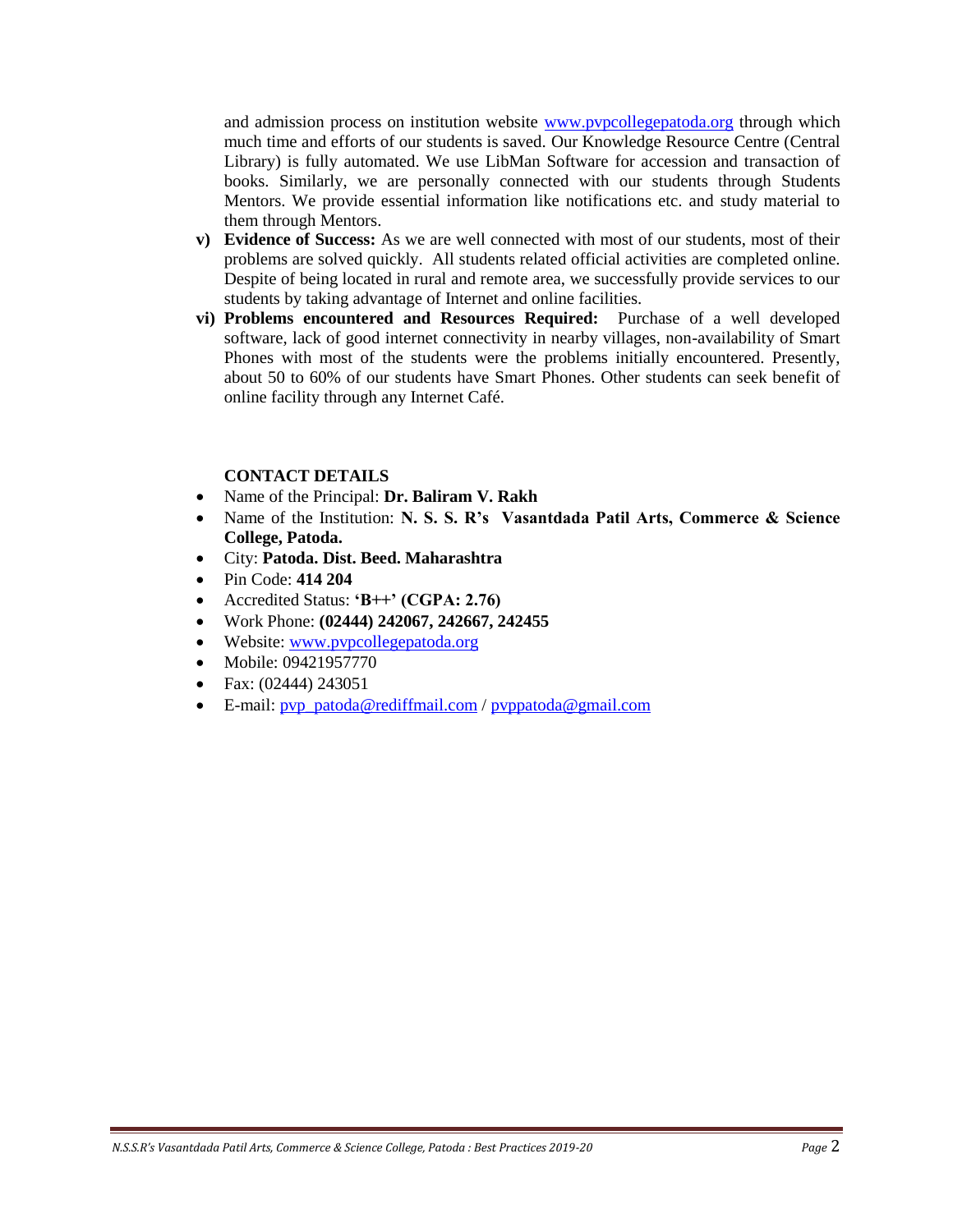and admission process on institution website www.pvpcollegepatoda.org through which much time and efforts of our students is saved. Our Knowledge Resource Centre (Central Library) is fully automated. We use LibMan Software for accession and transaction of books. Similarly, we are personally connected with our students through Students Mentors. We provide essential information like notifications etc. and study material to them through Mentors.

**v) Evidence of Success:** As we are well connected with most of our students, most of their problems are solved quickly. All students related official activities are completed online. Despite of being located in rural and remote area, we successfully provide services to our students by taking advantage of Internet and online facilities.

**vi) Problems encountered and Resources Required:** Purchase of a well developed software, lack of good internet connectivity in nearby villages, non-availability of Smart Phones with most of the students were the problems initially encountered. Presently, about 50 to 60% of our students have Smart Phones. Other students can seek benefit of online facility through any Internet Café.

**CONTACT DETAILS**

- Name of the Principal: **Dr. Baliram V. Rakh**
- Name of the Institution: **N. S. S. R's Vasantdada Patil Arts, Commerce & Science College, Patoda.**
- City: **Patoda. Dist. Beed. Maharashtra**
- Pin Code: **414 204**
- Accredited Status: **'B++' (CGPA: 2.76)**
- Work Phone: **(02444) 242067, 242667, 242455**
- Website: www.pvpcollegepatoda.org
- Mobile: 09421957770
- Fax: (02444) 243051
- E-mail: pvp_patoda@rediffmail.com / pvppatoda@gmail.com